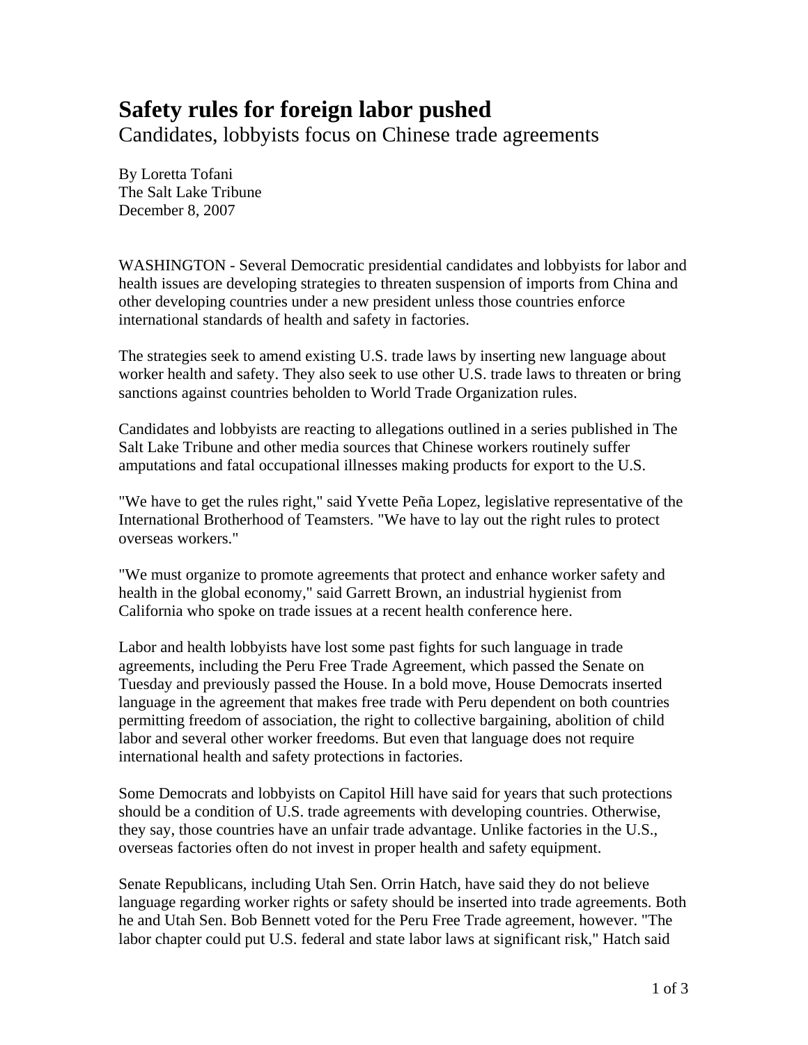# Safety rules for foreign labor pushed

## Candidates, lobbyists focus on Chinese trade agreements

By Loretta Tofani
The Salt Lake Tribune
December 8, 2007

WASHINGTON - Several Democratic presidential candidates and lobbyists for labor and health issues are developing strategies to threaten suspension of imports from China and other developing countries under a new president unless those countries enforce international standards of health and safety in factories.

The strategies seek to amend existing U.S. trade laws by inserting new language about worker health and safety. They also seek to use other U.S. trade laws to threaten or bring sanctions against countries beholden to World Trade Organization rules.

Candidates and lobbyists are reacting to allegations outlined in a series published in The Salt Lake Tribune and other media sources that Chinese workers routinely suffer amputations and fatal occupational illnesses making products for export to the U.S.

"We have to get the rules right," said Yvette Peña Lopez, legislative representative of the International Brotherhood of Teamsters. "We have to lay out the right rules to protect overseas workers."

"We must organize to promote agreements that protect and enhance worker safety and health in the global economy," said Garrett Brown, an industrial hygienist from California who spoke on trade issues at a recent health conference here.

Labor and health lobbyists have lost some past fights for such language in trade agreements, including the Peru Free Trade Agreement, which passed the Senate on Tuesday and previously passed the House. In a bold move, House Democrats inserted language in the agreement that makes free trade with Peru dependent on both countries permitting freedom of association, the right to collective bargaining, abolition of child labor and several other worker freedoms. But even that language does not require international health and safety protections in factories.

Some Democrats and lobbyists on Capitol Hill have said for years that such protections should be a condition of U.S. trade agreements with developing countries. Otherwise, they say, those countries have an unfair trade advantage. Unlike factories in the U.S., overseas factories often do not invest in proper health and safety equipment.

Senate Republicans, including Utah Sen. Orrin Hatch, have said they do not believe language regarding worker rights or safety should be inserted into trade agreements. Both he and Utah Sen. Bob Bennett voted for the Peru Free Trade agreement, however. "The labor chapter could put U.S. federal and state labor laws at significant risk," Hatch said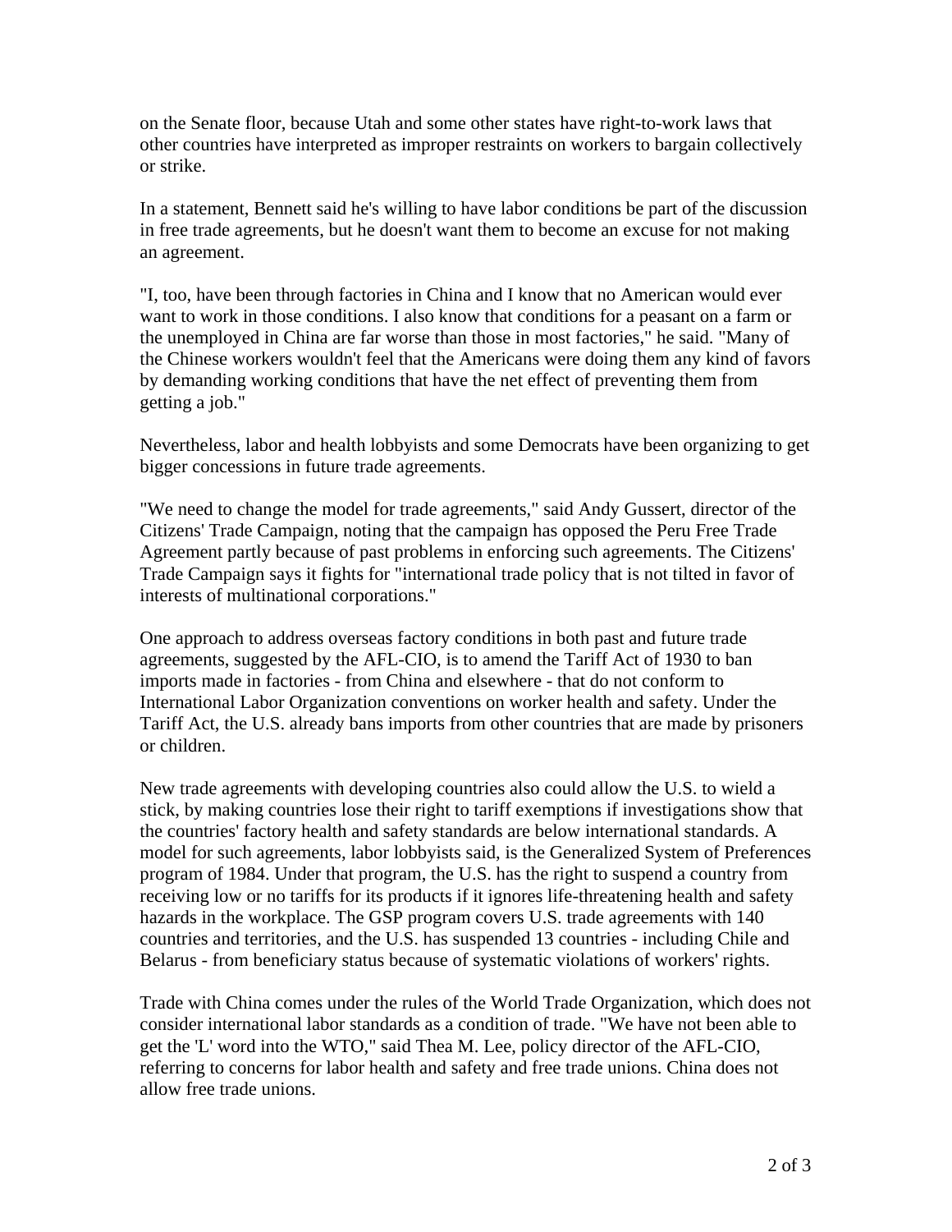on the Senate floor, because Utah and some other states have right-to-work laws that other countries have interpreted as improper restraints on workers to bargain collectively or strike.

In a statement, Bennett said he's willing to have labor conditions be part of the discussion in free trade agreements, but he doesn't want them to become an excuse for not making an agreement.

"I, too, have been through factories in China and I know that no American would ever want to work in those conditions. I also know that conditions for a peasant on a farm or the unemployed in China are far worse than those in most factories," he said. "Many of the Chinese workers wouldn't feel that the Americans were doing them any kind of favors by demanding working conditions that have the net effect of preventing them from getting a job."

Nevertheless, labor and health lobbyists and some Democrats have been organizing to get bigger concessions in future trade agreements.

"We need to change the model for trade agreements," said Andy Gussert, director of the Citizens' Trade Campaign, noting that the campaign has opposed the Peru Free Trade Agreement partly because of past problems in enforcing such agreements. The Citizens' Trade Campaign says it fights for "international trade policy that is not tilted in favor of interests of multinational corporations."

One approach to address overseas factory conditions in both past and future trade agreements, suggested by the AFL-CIO, is to amend the Tariff Act of 1930 to ban imports made in factories - from China and elsewhere - that do not conform to International Labor Organization conventions on worker health and safety. Under the Tariff Act, the U.S. already bans imports from other countries that are made by prisoners or children.

New trade agreements with developing countries also could allow the U.S. to wield a stick, by making countries lose their right to tariff exemptions if investigations show that the countries' factory health and safety standards are below international standards. A model for such agreements, labor lobbyists said, is the Generalized System of Preferences program of 1984. Under that program, the U.S. has the right to suspend a country from receiving low or no tariffs for its products if it ignores life-threatening health and safety hazards in the workplace. The GSP program covers U.S. trade agreements with 140 countries and territories, and the U.S. has suspended 13 countries - including Chile and Belarus - from beneficiary status because of systematic violations of workers' rights.

Trade with China comes under the rules of the World Trade Organization, which does not consider international labor standards as a condition of trade. "We have not been able to get the 'L' word into the WTO," said Thea M. Lee, policy director of the AFL-CIO, referring to concerns for labor health and safety and free trade unions. China does not allow free trade unions.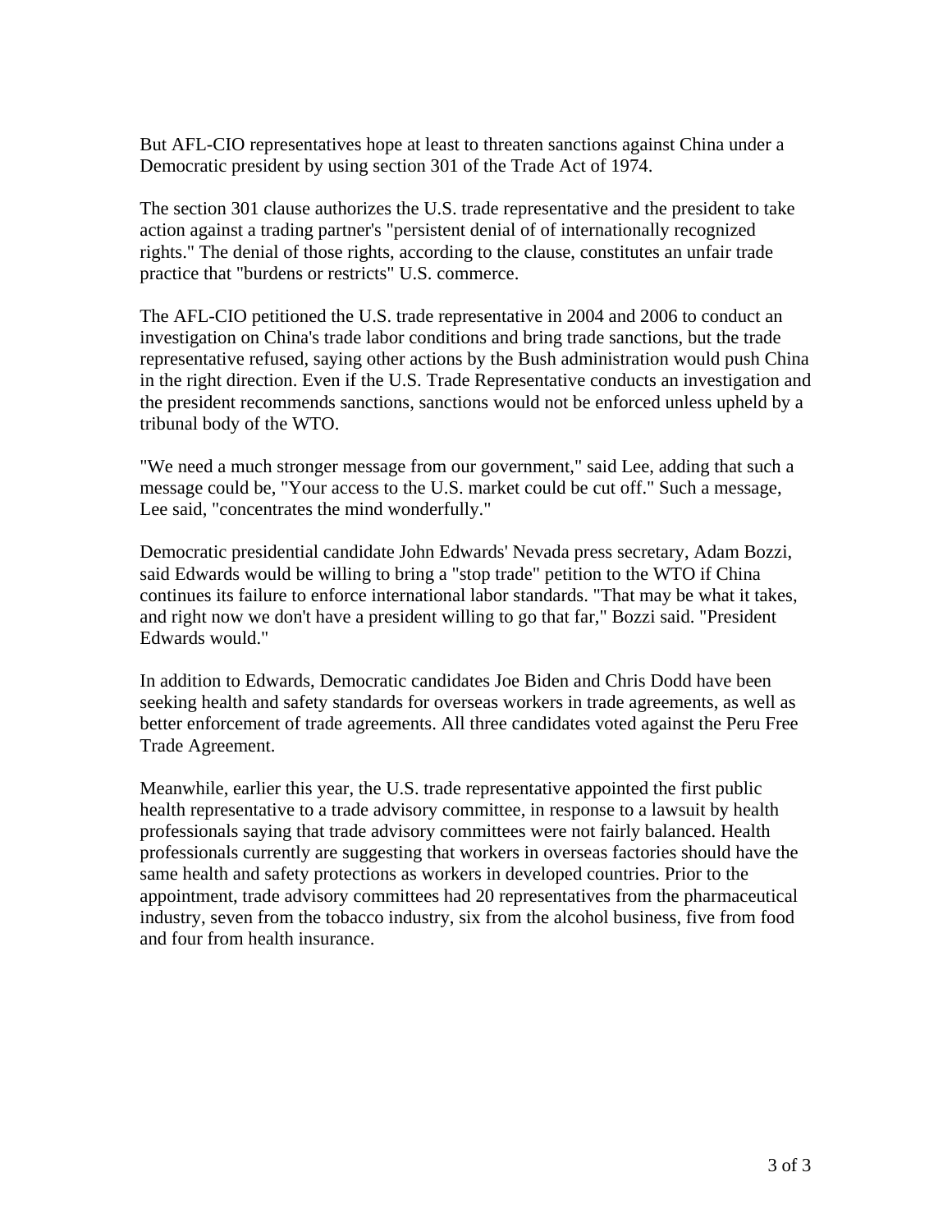But AFL-CIO representatives hope at least to threaten sanctions against China under a Democratic president by using section 301 of the Trade Act of 1974.

The section 301 clause authorizes the U.S. trade representative and the president to take action against a trading partner's "persistent denial of of internationally recognized rights." The denial of those rights, according to the clause, constitutes an unfair trade practice that "burdens or restricts" U.S. commerce.

The AFL-CIO petitioned the U.S. trade representative in 2004 and 2006 to conduct an investigation on China's trade labor conditions and bring trade sanctions, but the trade representative refused, saying other actions by the Bush administration would push China in the right direction. Even if the U.S. Trade Representative conducts an investigation and the president recommends sanctions, sanctions would not be enforced unless upheld by a tribunal body of the WTO.

"We need a much stronger message from our government," said Lee, adding that such a message could be, "Your access to the U.S. market could be cut off." Such a message, Lee said, "concentrates the mind wonderfully."

Democratic presidential candidate John Edwards' Nevada press secretary, Adam Bozzi, said Edwards would be willing to bring a "stop trade" petition to the WTO if China continues its failure to enforce international labor standards. "That may be what it takes, and right now we don't have a president willing to go that far," Bozzi said. "President Edwards would."

In addition to Edwards, Democratic candidates Joe Biden and Chris Dodd have been seeking health and safety standards for overseas workers in trade agreements, as well as better enforcement of trade agreements. All three candidates voted against the Peru Free Trade Agreement.

Meanwhile, earlier this year, the U.S. trade representative appointed the first public health representative to a trade advisory committee, in response to a lawsuit by health professionals saying that trade advisory committees were not fairly balanced. Health professionals currently are suggesting that workers in overseas factories should have the same health and safety protections as workers in developed countries. Prior to the appointment, trade advisory committees had 20 representatives from the pharmaceutical industry, seven from the tobacco industry, six from the alcohol business, five from food and four from health insurance.